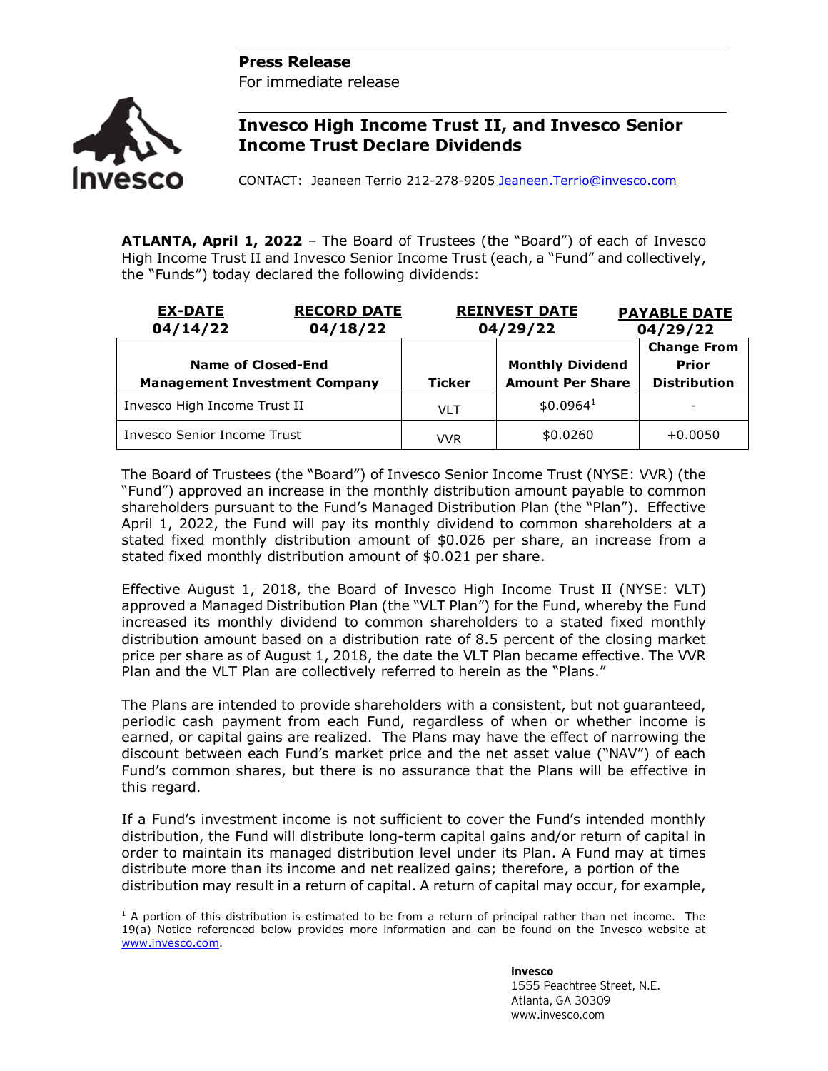**Press Release**
For immediate release

# Invesco High Income Trust II, and Invesco Senior Income Trust Declare Dividends

CONTACT: Jeaneen Terrio 212-278-9205 Jeaneen.Terrio@invesco.com

**ATLANTA, April 1, 2022** – The Board of Trustees (the "Board") of each of Invesco High Income Trust II and Invesco Senior Income Trust (each, a "Fund" and collectively, the "Funds") today declared the following dividends:

| EX-DATE | RECORD DATE | REINVEST DATE | PAYABLE DATE |
|---|---|---|---|
| 04/14/22 | 04/18/22 | 04/29/22 | 04/29/22 |

| Name of Closed-End Management Investment Company | Ticker | Monthly Dividend Amount Per Share | Change From Prior Distribution |
|---|---|---|---|
| Invesco High Income Trust II | VLT | $0.0964[1] | - |
| Invesco Senior Income Trust | VVR | $0.0260 | +0.0050 |

The Board of Trustees (the "Board") of Invesco Senior Income Trust (NYSE: VVR) (the "Fund") approved an increase in the monthly distribution amount payable to common shareholders pursuant to the Fund's Managed Distribution Plan (the "Plan"). Effective April 1, 2022, the Fund will pay its monthly dividend to common shareholders at a stated fixed monthly distribution amount of $0.026 per share, an increase from a stated fixed monthly distribution amount of $0.021 per share.

Effective August 1, 2018, the Board of Invesco High Income Trust II (NYSE: VLT) approved a Managed Distribution Plan (the "VLT Plan") for the Fund, whereby the Fund increased its monthly dividend to common shareholders to a stated fixed monthly distribution amount based on a distribution rate of 8.5 percent of the closing market price per share as of August 1, 2018, the date the VLT Plan became effective. The VVR Plan and the VLT Plan are collectively referred to herein as the "Plans."

The Plans are intended to provide shareholders with a consistent, but not guaranteed, periodic cash payment from each Fund, regardless of when or whether income is earned, or capital gains are realized. The Plans may have the effect of narrowing the discount between each Fund's market price and the net asset value ("NAV") of each Fund's common shares, but there is no assurance that the Plans will be effective in this regard.

If a Fund's investment income is not sufficient to cover the Fund's intended monthly distribution, the Fund will distribute long-term capital gains and/or return of capital in order to maintain its managed distribution level under its Plan. A Fund may at times distribute more than its income and net realized gains; therefore, a portion of the distribution may result in a return of capital. A return of capital may occur, for example,

[1] A portion of this distribution is estimated to be from a return of principal rather than net income. The 19(a) Notice referenced below provides more information and can be found on the Invesco website at www.invesco.com.

**Invesco**
1555 Peachtree Street, N.E.
Atlanta, GA 30309
www.invesco.com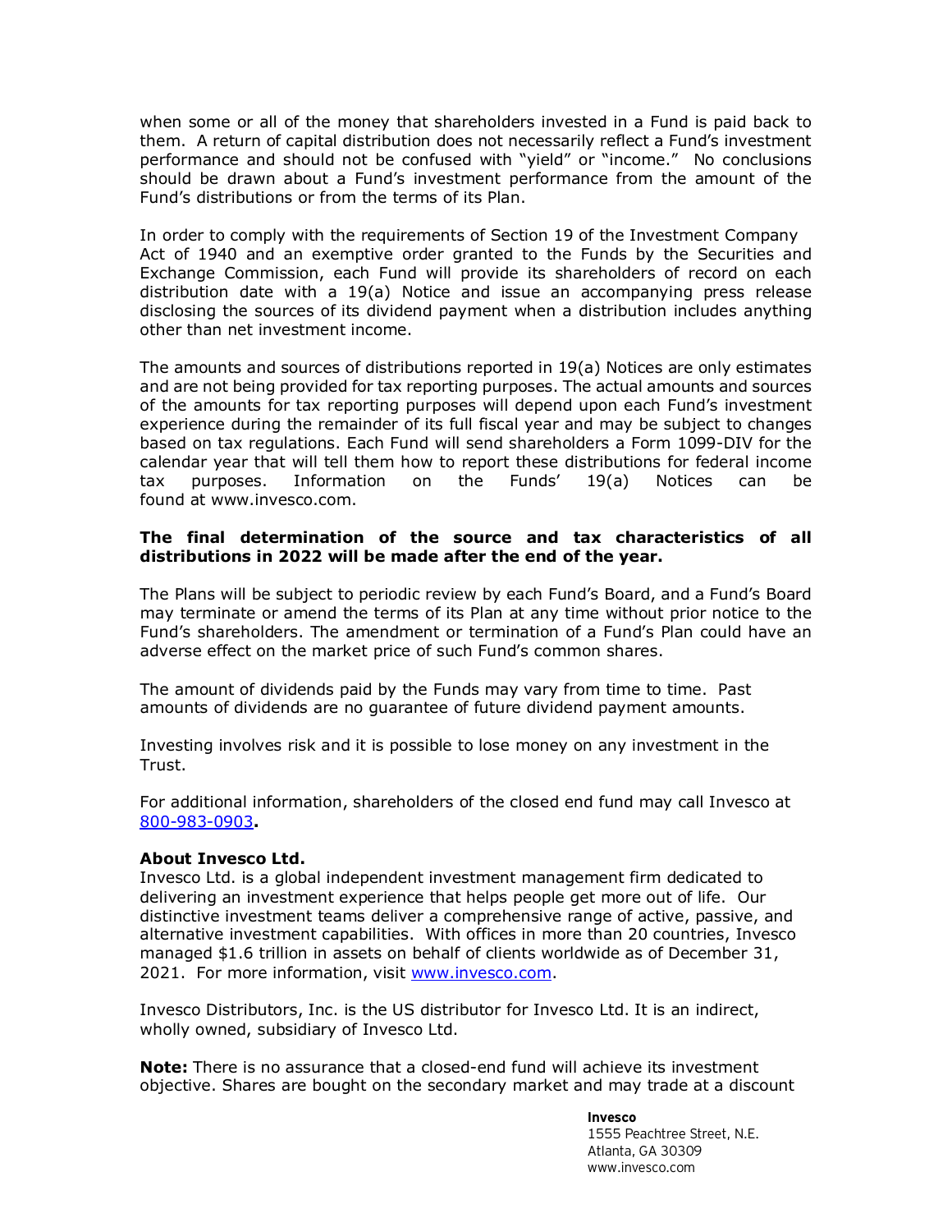when some or all of the money that shareholders invested in a Fund is paid back to them. A return of capital distribution does not necessarily reflect a Fund's investment performance and should not be confused with "yield" or "income." No conclusions should be drawn about a Fund's investment performance from the amount of the Fund's distributions or from the terms of its Plan.

In order to comply with the requirements of Section 19 of the Investment Company Act of 1940 and an exemptive order granted to the Funds by the Securities and Exchange Commission, each Fund will provide its shareholders of record on each distribution date with a 19(a) Notice and issue an accompanying press release disclosing the sources of its dividend payment when a distribution includes anything other than net investment income.

The amounts and sources of distributions reported in 19(a) Notices are only estimates and are not being provided for tax reporting purposes. The actual amounts and sources of the amounts for tax reporting purposes will depend upon each Fund's investment experience during the remainder of its full fiscal year and may be subject to changes based on tax regulations. Each Fund will send shareholders a Form 1099-DIV for the calendar year that will tell them how to report these distributions for federal income tax purposes. Information on the Funds' 19(a) Notices can be found at www.invesco.com.

**The final determination of the source and tax characteristics of all distributions in 2022 will be made after the end of the year.**

The Plans will be subject to periodic review by each Fund's Board, and a Fund's Board may terminate or amend the terms of its Plan at any time without prior notice to the Fund's shareholders. The amendment or termination of a Fund's Plan could have an adverse effect on the market price of such Fund's common shares.

The amount of dividends paid by the Funds may vary from time to time. Past amounts of dividends are no guarantee of future dividend payment amounts.

Investing involves risk and it is possible to lose money on any investment in the Trust.

For additional information, shareholders of the closed end fund may call Invesco at [800-983-0903](tel:800-983-0903)**.**

**About Invesco Ltd.**
Invesco Ltd. is a global independent investment management firm dedicated to delivering an investment experience that helps people get more out of life. Our distinctive investment teams deliver a comprehensive range of active, passive, and alternative investment capabilities. With offices in more than 20 countries, Invesco managed $1.6 trillion in assets on behalf of clients worldwide as of December 31, 2021. For more information, visit [www.invesco.com](http://www.invesco.com).

Invesco Distributors, Inc. is the US distributor for Invesco Ltd. It is an indirect, wholly owned, subsidiary of Invesco Ltd.

**Note:** There is no assurance that a closed-end fund will achieve its investment objective. Shares are bought on the secondary market and may trade at a discount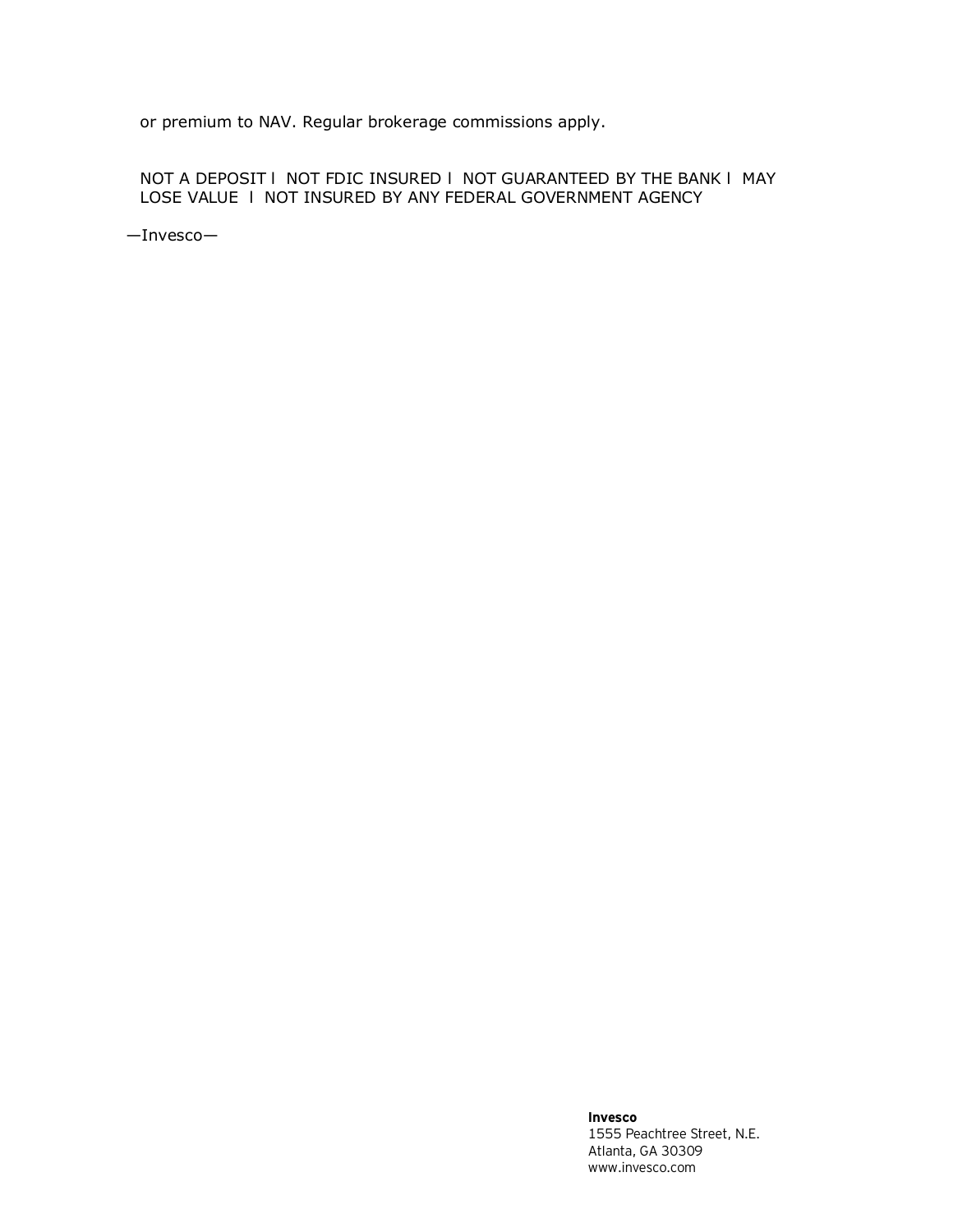or premium to NAV. Regular brokerage commissions apply.

NOT A DEPOSIT l NOT FDIC INSURED l NOT GUARANTEED BY THE BANK l MAY LOSE VALUE l NOT INSURED BY ANY FEDERAL GOVERNMENT AGENCY

—Invesco—

**Invesco**
1555 Peachtree Street, N.E.
Atlanta, GA 30309
www.invesco.com